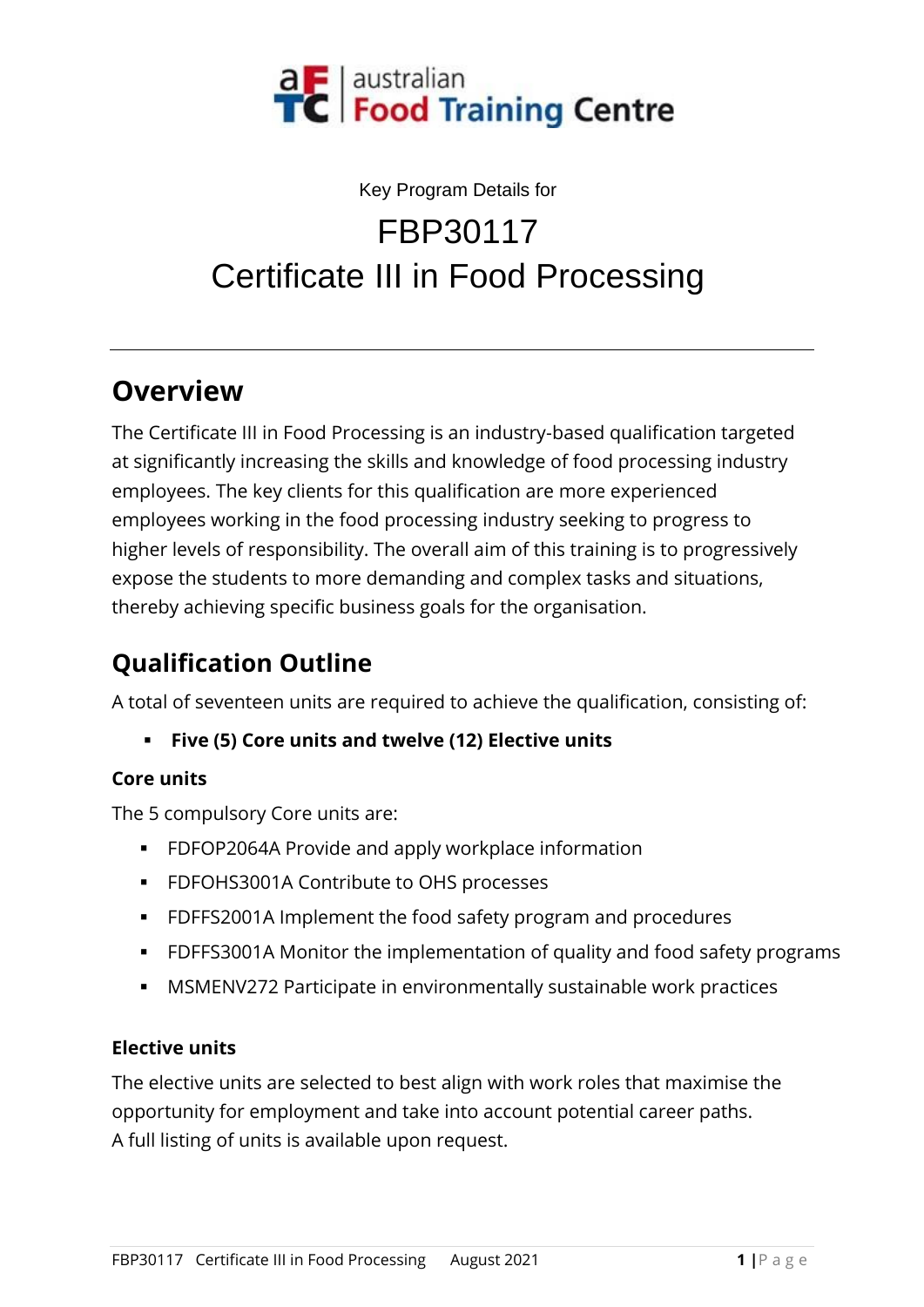australian Food Training Centre

Key Program Details for

# FBP30117
# Certificate III in Food Processing

---

## Overview

The Certificate III in Food Processing is an industry-based qualification targeted at significantly increasing the skills and knowledge of food processing industry employees. The key clients for this qualification are more experienced employees working in the food processing industry seeking to progress to higher levels of responsibility. The overall aim of this training is to progressively expose the students to more demanding and complex tasks and situations, thereby achieving specific business goals for the organisation.

## Qualification Outline

A total of seventeen units are required to achieve the qualification, consisting of:

- **Five (5) Core units and twelve (12) Elective units**

### Core units

The 5 compulsory Core units are:

- FDFOP2064A Provide and apply workplace information
- FDFOHS3001A Contribute to OHS processes
- FDFFS2001A Implement the food safety program and procedures
- FDFFS3001A Monitor the implementation of quality and food safety programs
- MSMENV272 Participate in environmentally sustainable work practices

### Elective units

The elective units are selected to best align with work roles that maximise the opportunity for employment and take into account potential career paths.
A full listing of units is available upon request.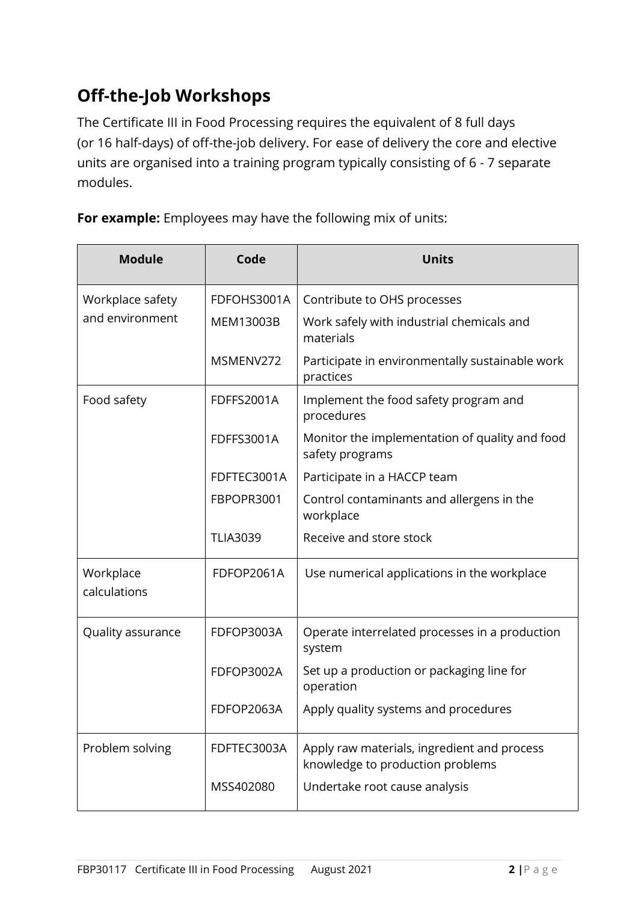## Off-the-Job Workshops

The Certificate III in Food Processing requires the equivalent of 8 full days (or 16 half-days) of off-the-job delivery. For ease of delivery the core and elective units are organised into a training program typically consisting of 6 - 7 separate modules.

**For example:** Employees may have the following mix of units:

| Module | Code | Units |
|---|---|---|
| Workplace safety and environment | FDFOHS3001A | Contribute to OHS processes |
| | MEM13003B | Work safely with industrial chemicals and materials |
| | MSMENV272 | Participate in environmentally sustainable work practices |
| Food safety | FDFFS2001A | Implement the food safety program and procedures |
| | FDFFS3001A | Monitor the implementation of quality and food safety programs |
| | FDFTEC3001A | Participate in a HACCP team |
| | FBPOPR3001 | Control contaminants and allergens in the workplace |
| | TLIA3039 | Receive and store stock |
| Workplace calculations | FDFOP2061A | Use numerical applications in the workplace |
| Quality assurance | FDFOP3003A | Operate interrelated processes in a production system |
| | FDFOP3002A | Set up a production or packaging line for operation |
| | FDFOP2063A | Apply quality systems and procedures |
| Problem solving | FDFTEC3003A | Apply raw materials, ingredient and process knowledge to production problems |
| | MSS402080 | Undertake root cause analysis |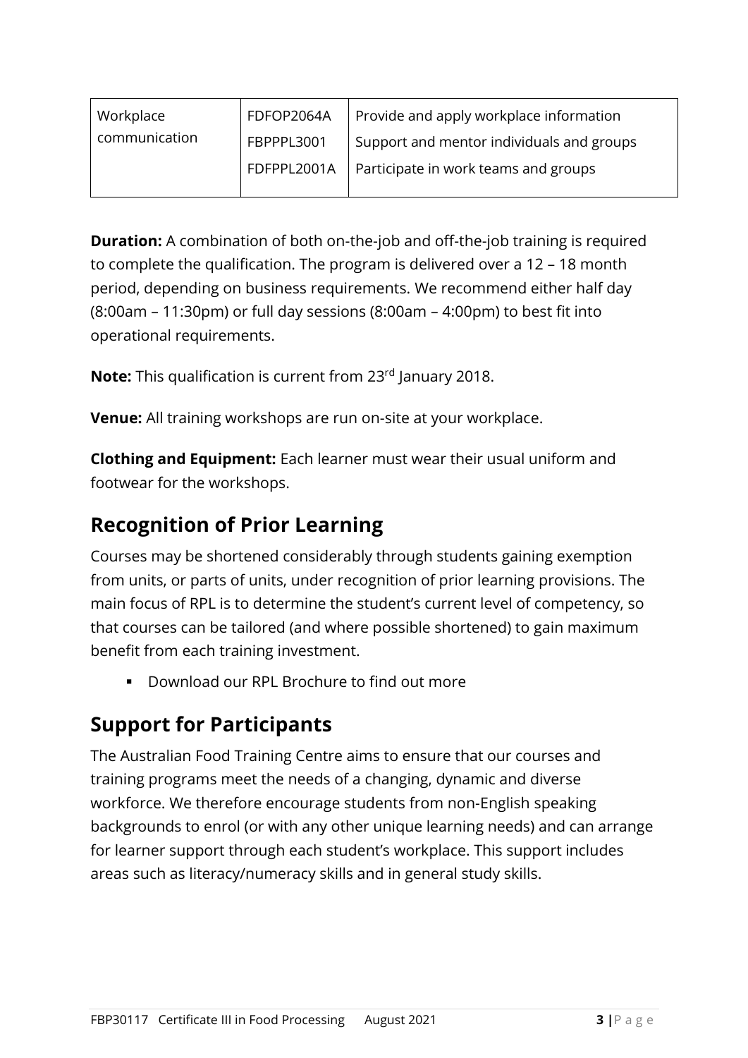| Workplace communication | FDFOP2064A | Provide and apply workplace information |
| --- | --- | --- |
| | FBPPPL3001 | Support and mentor individuals and groups |
| | FDFPPL2001A | Participate in work teams and groups |

**Duration:** A combination of both on-the-job and off-the-job training is required to complete the qualification. The program is delivered over a 12 – 18 month period, depending on business requirements. We recommend either half day (8:00am – 11:30pm) or full day sessions (8:00am – 4:00pm) to best fit into operational requirements.

**Note:** This qualification is current from 23rd January 2018.

**Venue:** All training workshops are run on-site at your workplace.

**Clothing and Equipment:** Each learner must wear their usual uniform and footwear for the workshops.

## Recognition of Prior Learning

Courses may be shortened considerably through students gaining exemption from units, or parts of units, under recognition of prior learning provisions. The main focus of RPL is to determine the student's current level of competency, so that courses can be tailored (and where possible shortened) to gain maximum benefit from each training investment.

- Download our RPL Brochure to find out more

## Support for Participants

The Australian Food Training Centre aims to ensure that our courses and training programs meet the needs of a changing, dynamic and diverse workforce. We therefore encourage students from non-English speaking backgrounds to enrol (or with any other unique learning needs) and can arrange for learner support through each student's workplace. This support includes areas such as literacy/numeracy skills and in general study skills.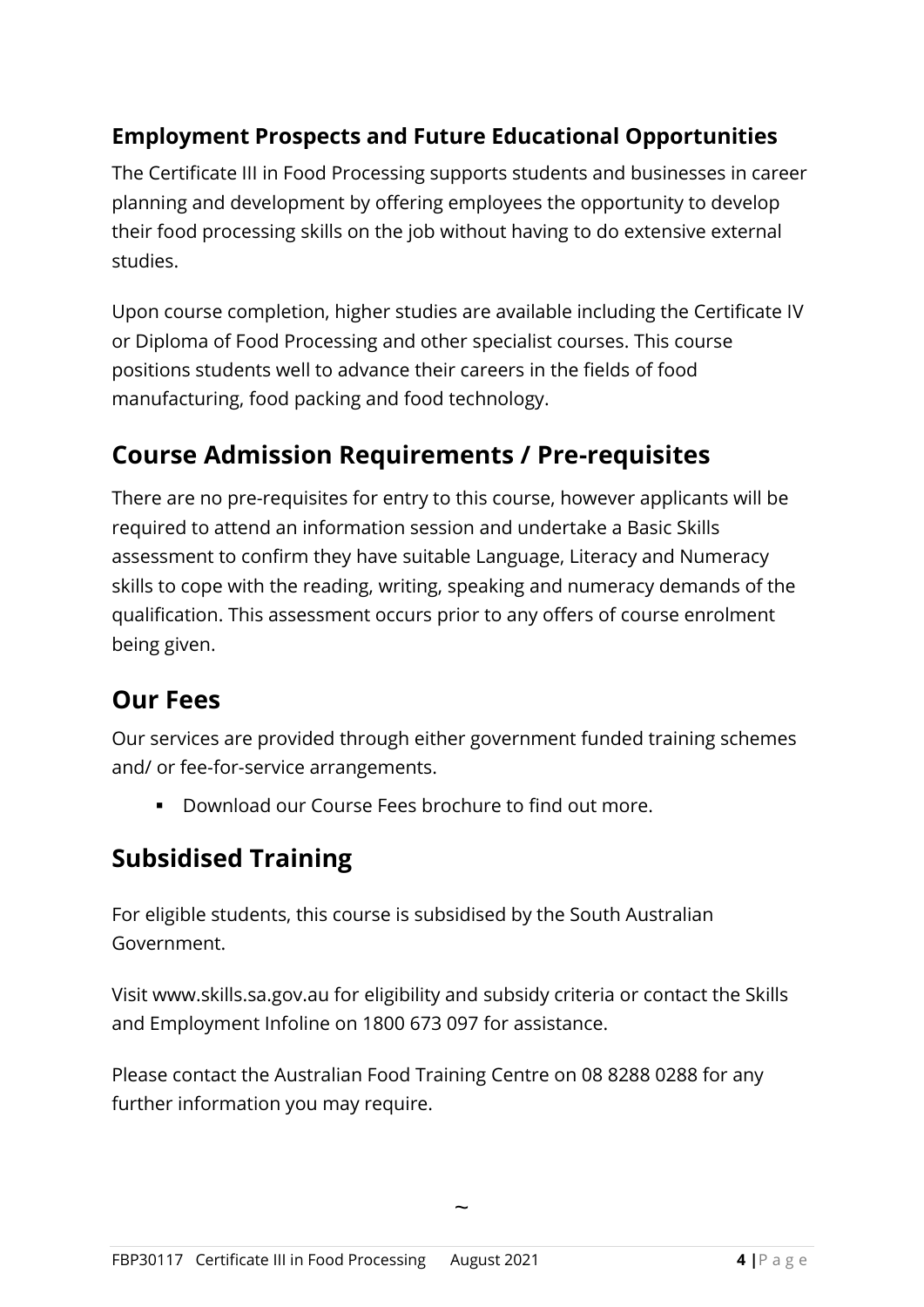### Employment Prospects and Future Educational Opportunities

The Certificate III in Food Processing supports students and businesses in career planning and development by offering employees the opportunity to develop their food processing skills on the job without having to do extensive external studies.

Upon course completion, higher studies are available including the Certificate IV or Diploma of Food Processing and other specialist courses. This course positions students well to advance their careers in the fields of food manufacturing, food packing and food technology.

## Course Admission Requirements / Pre-requisites

There are no pre-requisites for entry to this course, however applicants will be required to attend an information session and undertake a Basic Skills assessment to confirm they have suitable Language, Literacy and Numeracy skills to cope with the reading, writing, speaking and numeracy demands of the qualification. This assessment occurs prior to any offers of course enrolment being given.

## Our Fees

Our services are provided through either government funded training schemes and/ or fee-for-service arrangements.

- Download our Course Fees brochure to find out more.

## Subsidised Training

For eligible students, this course is subsidised by the South Australian Government.

Visit www.skills.sa.gov.au for eligibility and subsidy criteria or contact the Skills and Employment Infoline on 1800 673 097 for assistance.

Please contact the Australian Food Training Centre on 08 8288 0288 for any further information you may require.

~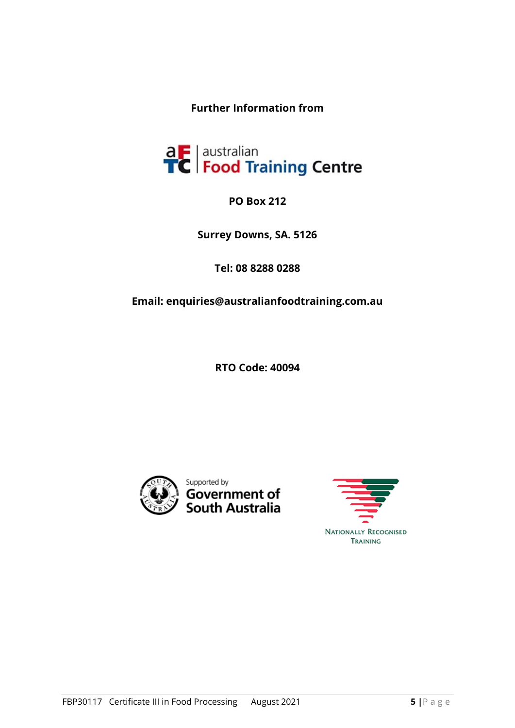**Further Information from**

australian Food Training Centre

**PO Box 212**

**Surrey Downs, SA. 5126**

**Tel: 08 8288 0288**

**Email: enquiries@australianfoodtraining.com.au**

**RTO Code: 40094**

Supported by Government of South Australia

Nationally Recognised Training